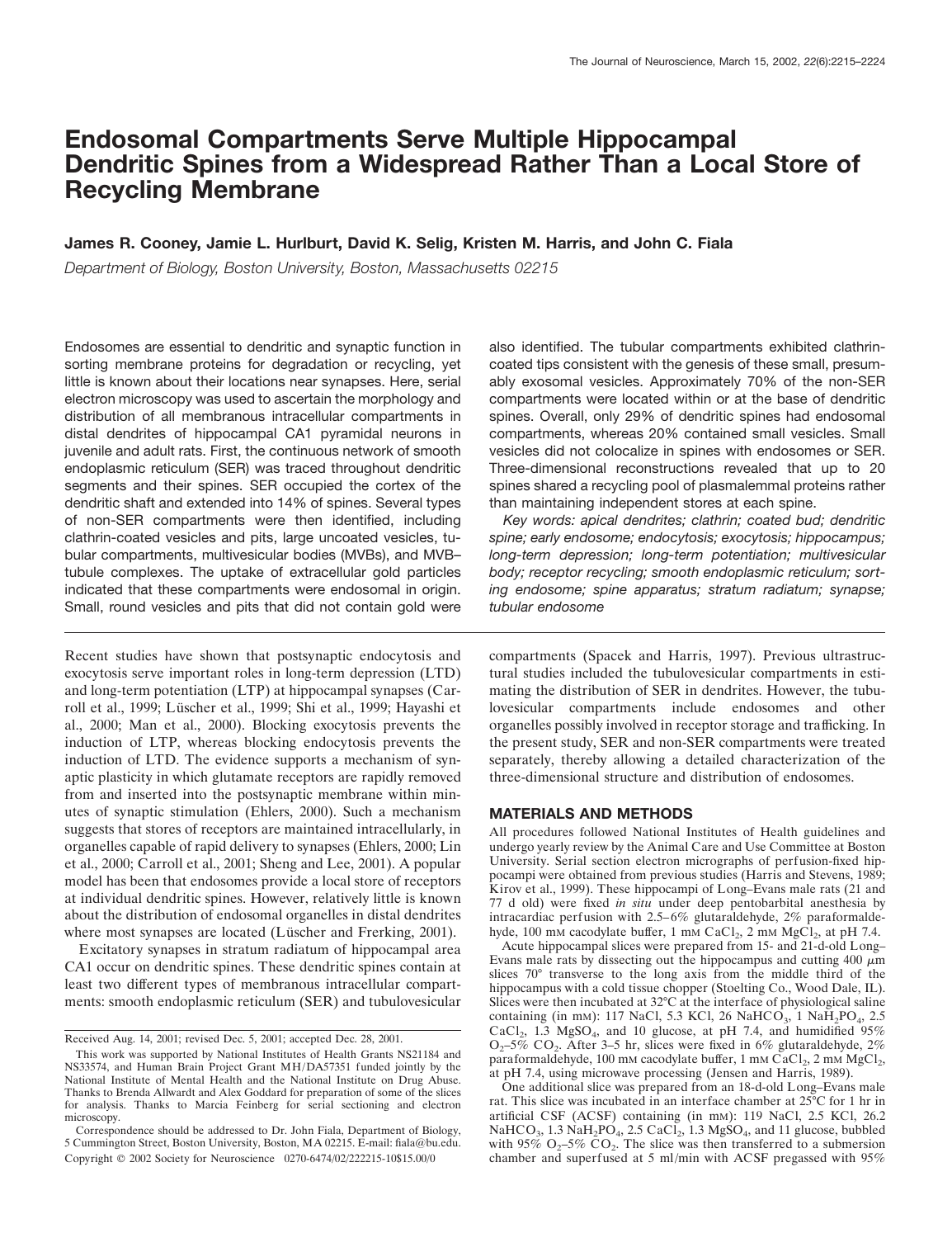# Endosomal Compartments Serve Multiple Hippocampal Dendritic Spines from a Widespread Rather Than a Local Store of Recycling Membrane

**James R. Cooney, Jamie L. Hurlburt, David K. Selig, Kristen M. Harris, and John C. Fiala**

*Department of Biology, Boston University, Boston, Massachusetts 02215*

Endosomes are essential to dendritic and synaptic function in sorting membrane proteins for degradation or recycling, yet little is known about their locations near synapses. Here, serial electron microscopy was used to ascertain the morphology and distribution of all membranous intracellular compartments in distal dendrites of hippocampal CA1 pyramidal neurons in juvenile and adult rats. First, the continuous network of smooth endoplasmic reticulum (SER) was traced throughout dendritic segments and their spines. SER occupied the cortex of the dendritic shaft and extended into 14% of spines. Several types of non-SER compartments were then identified, including clathrin-coated vesicles and pits, large uncoated vesicles, tubular compartments, multivesicular bodies (MVBs), and MVB–tubule complexes. The uptake of extracellular gold particles indicated that these compartments were endosomal in origin. Small, round vesicles and pits that did not contain gold were also identified. The tubular compartments exhibited clathrin-coated tips consistent with the genesis of these small, presumably exosomal vesicles. Approximately 70% of the non-SER compartments were located within or at the base of dendritic spines. Overall, only 29% of dendritic spines had endosomal compartments, whereas 20% contained small vesicles. Small vesicles did not colocalize in spines with endosomes or SER. Three-dimensional reconstructions revealed that up to 20 spines shared a recycling pool of plasmalemmal proteins rather than maintaining independent stores at each spine.

*Key words: apical dendrites; clathrin; coated bud; dendritic spine; early endosome; endocytosis; exocytosis; hippocampus; long-term depression; long-term potentiation; multivesicular body; receptor recycling; smooth endoplasmic reticulum; sorting endosome; spine apparatus; stratum radiatum; synapse; tubular endosome*

Recent studies have shown that postsynaptic endocytosis and exocytosis serve important roles in long-term depression (LTD) and long-term potentiation (LTP) at hippocampal synapses (Carroll et al., 1999; Lüscher et al., 1999; Shi et al., 1999; Hayashi et al., 2000; Man et al., 2000). Blocking exocytosis prevents the induction of LTP, whereas blocking endocytosis prevents the induction of LTD. The evidence supports a mechanism of synaptic plasticity in which glutamate receptors are rapidly removed from and inserted into the postsynaptic membrane within minutes of synaptic stimulation (Ehlers, 2000). Such a mechanism suggests that stores of receptors are maintained intracellularly, in organelles capable of rapid delivery to synapses (Ehlers, 2000; Lin et al., 2000; Carroll et al., 2001; Sheng and Lee, 2001). A popular model has been that endosomes provide a local store of receptors at individual dendritic spines. However, relatively little is known about the distribution of endosomal organelles in distal dendrites where most synapses are located (Lüscher and Frerking, 2001).

Excitatory synapses in stratum radiatum of hippocampal area CA1 occur on dendritic spines. These dendritic spines contain at least two different types of membranous intracellular compartments: smooth endoplasmic reticulum (SER) and tubulovesicular compartments (Spacek and Harris, 1997). Previous ultrastructural studies included the tubulovesicular compartments in estimating the distribution of SER in dendrites. However, the tubulovesicular compartments include endosomes and other organelles possibly involved in receptor storage and trafficking. In the present study, SER and non-SER compartments were treated separately, thereby allowing a detailed characterization of the three-dimensional structure and distribution of endosomes.

## MATERIALS AND METHODS

All procedures followed National Institutes of Health guidelines and undergo yearly review by the Animal Care and Use Committee at Boston University. Serial section electron micrographs of perfusion-fixed hippocampi were obtained from previous studies (Harris and Stevens, 1989; Kirov et al., 1999). These hippocampi of Long–Evans male rats (21 and 77 d old) were fixed *in situ* under deep pentobarbital anesthesia by intracardiac perfusion with 2.5–6% glutaraldehyde, 2% paraformaldehyde, 100 mM cacodylate buffer, 1 mM $CaCl_2$, 2 mM $MgCl_2$, at pH 7.4.

Acute hippocampal slices were prepared from 15- and 21-d-old Long–Evans male rats by dissecting out the hippocampus and cutting 400 μm slices 70° transverse to the long axis from the middle third of the hippocampus with a cold tissue chopper (Stoelting Co., Wood Dale, IL). Slices were then incubated at 32°C at the interface of physiological saline containing (in mM): 117 NaCl, 5.3 KCl, 26 $NaHCO_3$, 1 $NaH_2PO_4$, 2.5 $CaCl_2$, 1.3 $MgSO_4$, and 10 glucose, at pH 7.4, and humidified 95% $O_2$–5% $CO_2$. After 3–5 hr, slices were fixed in 6% glutaraldehyde, 2% paraformaldehyde, 100 mM cacodylate buffer, 1 mM $CaCl_2$, 2 mM $MgCl_2$, at pH 7.4, using microwave processing (Jensen and Harris, 1989).

One additional slice was prepared from an 18-d-old Long–Evans male rat. This slice was incubated in an interface chamber at 25°C for 1 hr in artificial CSF (ACSF) containing (in mM): 119 NaCl, 2.5 KCl, 26.2 $NaHCO_3$, 1.3 $NaH_2PO_4$, 2.5 $CaCl_2$, 1.3 $MgSO_4$, and 11 glucose, bubbled with 95% $O_2$–5% $CO_2$. The slice was then transferred to a submersion chamber and superfused at 5 ml/min with ACSF pregassed with 95%

Received Aug. 14, 2001; revised Dec. 5, 2001; accepted Dec. 28, 2001.

This work was supported by National Institutes of Health Grants NS21184 and NS33574, and Human Brain Project Grant MH/DA57351 funded jointly by the National Institute of Mental Health and the National Institute on Drug Abuse. Thanks to Brenda Allwardt and Alex Goddard for preparation of some of the slices for analysis. Thanks to Marcia Feinberg for serial sectioning and electron microscopy.

Correspondence should be addressed to Dr. John Fiala, Department of Biology, 5 Cummington Street, Boston University, Boston, MA 02215. E-mail: fiala@bu.edu.

Copyright © 2002 Society for Neuroscience 0270-6474/02/222215-10$15.00/0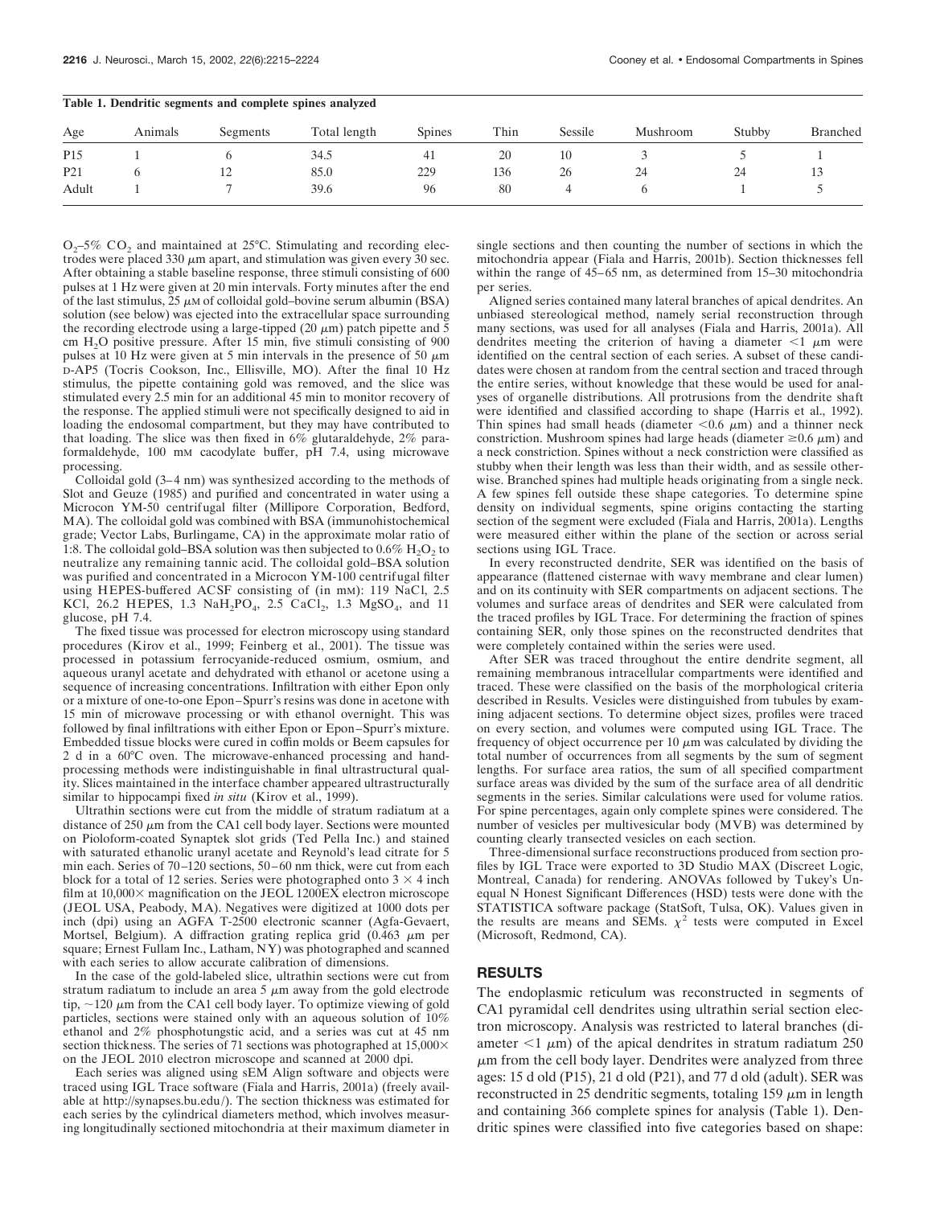**Table 1. Dendritic segments and complete spines analyzed**

| Age | Animals | Segments | Total length | Spines | Thin | Sessile | Mushroom | Stubby | Branched |
|---|---|---|---|---|---|---|---|---|---|
| P15 | 1 | 6 | 34.5 | 41 | 20 | 10 | 3 | 5 | 1 |
| P21 | 6 | 12 | 85.0 | 229 | 136 | 26 | 24 | 24 | 13 |
| Adult | 1 | 7 | 39.6 | 96 | 80 | 4 | 6 | 1 | 5 |

$O_2$–5% $CO_2$ and maintained at 25°C. Stimulating and recording electrodes were placed 330 μm apart, and stimulation was given every 30 sec. After obtaining a stable baseline response, three stimuli consisting of 600 pulses at 1 Hz were given at 20 min intervals. Forty minutes after the end of the last stimulus, 25 μM of colloidal gold–bovine serum albumin (BSA) solution (see below) was ejected into the extracellular space surrounding the recording electrode using a large-tipped (20 μm) patch pipette and 5 cm $H_2O$ positive pressure. After 15 min, five stimuli consisting of 900 pulses at 10 Hz were given at 5 min intervals in the presence of 50 μm D-AP5 (Tocris Cookson, Inc., Ellisville, MO). After the final 10 Hz stimulus, the pipette containing gold was removed, and the slice was stimulated every 2.5 min for an additional 45 min to monitor recovery of the response. The applied stimuli were not specifically designed to aid in loading the endosomal compartment, but they may have contributed to that loading. The slice was then fixed in 6% glutaraldehyde, 2% paraformaldehyde, 100 mM cacodylate buffer, pH 7.4, using microwave processing.

Colloidal gold (3–4 nm) was synthesized according to the methods of Slot and Geuze (1985) and purified and concentrated in water using a Microcon YM-50 centrifugal filter (Millipore Corporation, Bedford, MA). The colloidal gold was combined with BSA (immunohistochemical grade; Vector Labs, Burlingame, CA) in the approximate molar ratio of 1:8. The colloidal gold–BSA solution was then subjected to 0.6% $H_2O_2$ to neutralize any remaining tannic acid. The colloidal gold–BSA solution was purified and concentrated in a Microcon YM-100 centrifugal filter using HEPES-buffered ACSF consisting of (in mM): 119 NaCl, 2.5 KCl, 26.2 HEPES, 1.3 $NaH_2PO_4$, 2.5 $CaCl_2$, 1.3 $MgSO_4$, and 11 glucose, pH 7.4.

The fixed tissue was processed for electron microscopy using standard procedures (Kirov et al., 1999; Feinberg et al., 2001). The tissue was processed in potassium ferrocyanide-reduced osmium, osmium, and aqueous uranyl acetate and dehydrated with ethanol or acetone using a sequence of increasing concentrations. Infiltration with either Epon only or a mixture of one-to-one Epon–Spurr's resins was done in acetone with 15 min of microwave processing or with ethanol overnight. This was followed by final infiltrations with either Epon or Epon–Spurr's mixture. Embedded tissue blocks were cured in coffin molds or Beem capsules for 2 d in a 60°C oven. The microwave-enhanced processing and hand-processing methods were indistinguishable in final ultrastructural quality. Slices maintained in the interface chamber appeared ultrastructurally similar to hippocampi fixed *in situ* (Kirov et al., 1999).

Ultrathin sections were cut from the middle of stratum radiatum at a distance of 250 μm from the CA1 cell body layer. Sections were mounted on Pioloform-coated Synaptek slot grids (Ted Pella Inc.) and stained with saturated ethanolic uranyl acetate and Reynold's lead citrate for 5 min each. Series of 70–120 sections, 50–60 nm thick, were cut from each block for a total of 12 series. Series were photographed onto 3 × 4 inch film at 10,000× magnification on the JEOL 1200EX electron microscope (JEOL USA, Peabody, MA). Negatives were digitized at 1000 dots per inch (dpi) using an AGFA T-2500 electronic scanner (Agfa-Gevaert, Mortsel, Belgium). A diffraction grating replica grid (0.463 μm per square; Ernest Fullam Inc., Latham, NY) was photographed and scanned with each series to allow accurate calibration of dimensions.

In the case of the gold-labeled slice, ultrathin sections were cut from stratum radiatum to include an area 5 μm away from the gold electrode tip, ~120 μm from the CA1 cell body layer. To optimize viewing of gold particles, sections were stained only with an aqueous solution of 10% ethanol and 2% phosphotungstic acid, and a series was cut at 45 nm section thickness. The series of 71 sections was photographed at 15,000× on the JEOL 2010 electron microscope and scanned at 2000 dpi.

Each series was aligned using sEM Align software and objects were traced using IGL Trace software (Fiala and Harris, 2001a) (freely available at http://synapses.bu.edu/). The section thickness was estimated for each series by the cylindrical diameters method, which involves measuring longitudinally sectioned mitochondria at their maximum diameter in single sections and then counting the number of sections in which the mitochondria appear (Fiala and Harris, 2001b). Section thicknesses fell within the range of 45–65 nm, as determined from 15–30 mitochondria per series.

Aligned series contained many lateral branches of apical dendrites. An unbiased stereological method, namely serial reconstruction through many sections, was used for all analyses (Fiala and Harris, 2001a). All dendrites meeting the criterion of having a diameter <1 μm were identified on the central section of each series. A subset of these candidates were chosen at random from the central section and traced through the entire series, without knowledge that these would be used for analyses of organelle distributions. All protrusions from the dendrite shaft were identified and classified according to shape (Harris et al., 1992). Thin spines had small heads (diameter <0.6 μm) and a thinner neck constriction. Mushroom spines had large heads (diameter ≥0.6 μm) and a neck constriction. Spines without a neck constriction were classified as stubby when their length was less than their width, and as sessile otherwise. Branched spines had multiple heads originating from a single neck. A few spines fell outside these shape categories. To determine spine density on individual segments, spine origins contacting the starting section of the segment were excluded (Fiala and Harris, 2001a). Lengths were measured either within the plane of the section or across serial sections using IGL Trace.

In every reconstructed dendrite, SER was identified on the basis of appearance (flattened cisternae with wavy membrane and clear lumen) and on its continuity with SER compartments on adjacent sections. The volumes and surface areas of dendrites and SER were calculated from the traced profiles by IGL Trace. For determining the fraction of spines containing SER, only those spines on the reconstructed dendrites that were completely contained within the series were used.

After SER was traced throughout the entire dendrite segment, all remaining membranous intracellular compartments were identified and traced. These were classified on the basis of the morphological criteria described in Results. Vesicles were distinguished from tubules by examining adjacent sections. To determine object sizes, profiles were traced on every section, and volumes were computed using IGL Trace. The frequency of object occurrence per 10 μm was calculated by dividing the total number of occurrences from all segments by the sum of segment lengths. For surface area ratios, the sum of all specified compartment surface areas was divided by the sum of the surface area of all dendritic segments in the series. Similar calculations were used for volume ratios. For spine percentages, again only complete spines were considered. The number of vesicles per multivesicular body (MVB) was determined by counting clearly transected vesicles on each section.

Three-dimensional surface reconstructions produced from section profiles by IGL Trace were exported to 3D Studio MAX (Discreet Logic, Montreal, Canada) for rendering. ANOVAs followed by Tukey's Unequal N Honest Significant Differences (HSD) tests were done with the STATISTICA software package (StatSoft, Tulsa, OK). Values given in the results are means and SEMs. $\chi^2$ tests were computed in Excel (Microsoft, Redmond, CA).

## RESULTS

The endoplasmic reticulum was reconstructed in segments of CA1 pyramidal cell dendrites using ultrathin serial section electron microscopy. Analysis was restricted to lateral branches (diameter <1 μm) of the apical dendrites in stratum radiatum 250 μm from the cell body layer. Dendrites were analyzed from three ages: 15 d old (P15), 21 d old (P21), and 77 d old (adult). SER was reconstructed in 25 dendritic segments, totaling 159 μm in length and containing 366 complete spines for analysis (Table 1). Dendritic spines were classified into five categories based on shape: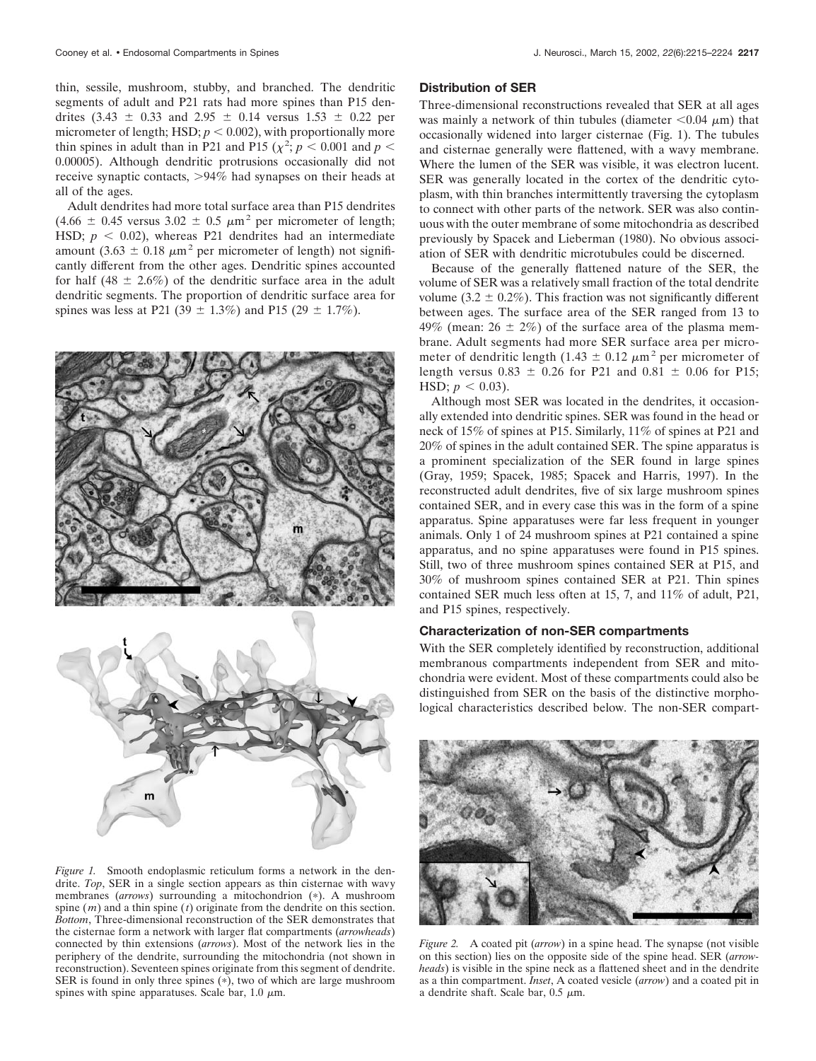thin, sessile, mushroom, stubby, and branched. The dendritic segments of adult and P21 rats had more spines than P15 dendrites (3.43 ± 0.33 and 2.95 ± 0.14 versus 1.53 ± 0.22 per micrometer of length; HSD; $p < 0.002$), with proportionally more thin spines in adult than in P21 and P15 ($\chi^2$; $p < 0.001$ and $p < 0.00005$). Although dendritic protrusions occasionally did not receive synaptic contacts, >94% had synapses on their heads at all of the ages.

Adult dendrites had more total surface area than P15 dendrites (4.66 ± 0.45 versus 3.02 ± 0.5 $\mu m^2$ per micrometer of length; HSD; $p < 0.02$), whereas P21 dendrites had an intermediate amount (3.63 ± 0.18 $\mu m^2$ per micrometer of length) not significantly different from the other ages. Dendritic spines accounted for half (48 ± 2.6%) of the dendritic surface area in the adult dendritic segments. The proportion of dendritic surface area for spines was less at P21 (39 ± 1.3%) and P15 (29 ± 1.7%).

*Figure 1.* Smooth endoplasmic reticulum forms a network in the dendrite. *Top*, SER in a single section appears as thin cisternae with wavy membranes (*arrows*) surrounding a mitochondrion (*). A mushroom spine (*m*) and a thin spine (*t*) originate from the dendrite on this section. *Bottom*, Three-dimensional reconstruction of the SER demonstrates that the cisternae form a network with larger flat compartments (*arrowheads*) connected by thin extensions (*arrows*). Most of the network lies in the periphery of the dendrite, surrounding the mitochondria (not shown in reconstruction). Seventeen spines originate from this segment of dendrite. SER is found in only three spines (*), two of which are large mushroom spines with spine apparatuses. Scale bar, 1.0 $\mu m$.

### Distribution of SER

Three-dimensional reconstructions revealed that SER at all ages was mainly a network of thin tubules (diameter <0.04 $\mu m$) that occasionally widened into larger cisternae (Fig. 1). The tubules and cisternae generally were flattened, with a wavy membrane. Where the lumen of the SER was visible, it was electron lucent. SER was generally located in the cortex of the dendritic cytoplasm, with thin branches intermittently traversing the cytoplasm to connect with other parts of the network. SER was also continuous with the outer membrane of some mitochondria as described previously by Spacek and Lieberman (1980). No obvious association of SER with dendritic microtubules could be discerned.

Because of the generally flattened nature of the SER, the volume of SER was a relatively small fraction of the total dendrite volume (3.2 ± 0.2%). This fraction was not significantly different between ages. The surface area of the SER ranged from 13 to 49% (mean: 26 ± 2%) of the surface area of the plasma membrane. Adult segments had more SER surface area per micrometer of dendritic length (1.43 ± 0.12 $\mu m^2$ per micrometer of length versus 0.83 ± 0.26 for P21 and 0.81 ± 0.06 for P15; HSD; $p < 0.03$).

Although most SER was located in the dendrites, it occasionally extended into dendritic spines. SER was found in the head or neck of 15% of spines at P15. Similarly, 11% of spines at P21 and 20% of spines in the adult contained SER. The spine apparatus is a prominent specialization of the SER found in large spines (Gray, 1959; Spacek, 1985; Spacek and Harris, 1997). In the reconstructed adult dendrites, five of six large mushroom spines contained SER, and in every case this was in the form of a spine apparatus. Spine apparatuses were far less frequent in younger animals. Only 1 of 24 mushroom spines at P21 contained a spine apparatus, and no spine apparatuses were found in P15 spines. Still, two of three mushroom spines contained SER at P15, and 30% of mushroom spines contained SER at P21. Thin spines contained SER much less often at 15, 7, and 11% of adult, P21, and P15 spines, respectively.

### Characterization of non-SER compartments

With the SER completely identified by reconstruction, additional membranous compartments independent from SER and mitochondria were evident. Most of these compartments could also be distinguished from SER on the basis of the distinctive morphological characteristics described below. The non-SER compart-

*Figure 2.* A coated pit (*arrow*) in a spine head. The synapse (not visible on this section) lies on the opposite side of the spine head. SER (*arrowheads*) is visible in the spine neck as a flattened sheet and in the dendrite as a thin compartment. *Inset*, A coated vesicle (*arrow*) and a coated pit in a dendrite shaft. Scale bar, 0.5 $\mu m$.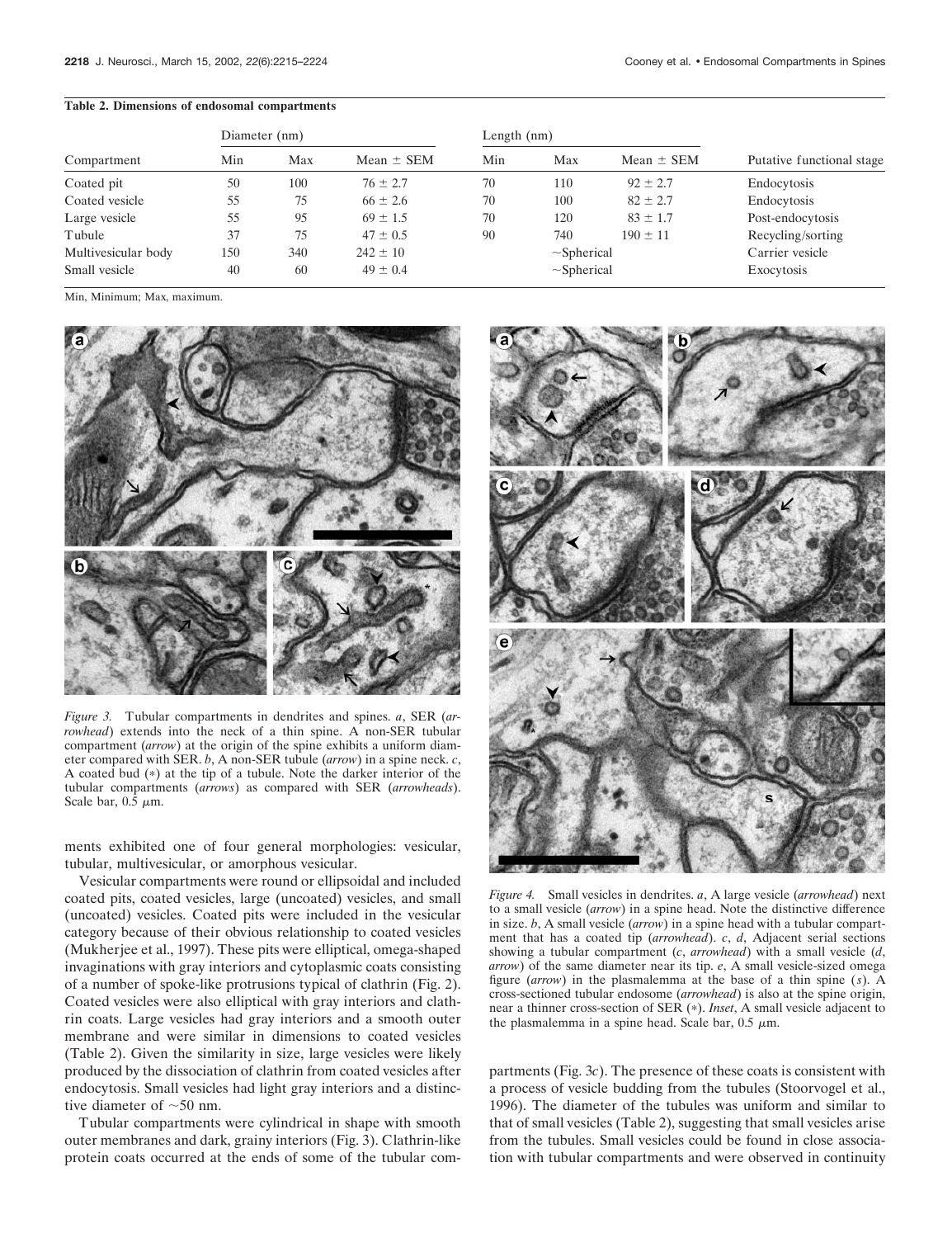**Table 2. Dimensions of endosomal compartments**

| Compartment | Diameter (nm) | | | Length (nm) | | | Putative functional stage |
|---|---|---|---|---|---|---|---|
| | Min | Max | Mean ± SEM | Min | Max | Mean ± SEM | |
| Coated pit | 50 | 100 | 76 ± 2.7 | 70 | 110 | 92 ± 2.7 | Endocytosis |
| Coated vesicle | 55 | 75 | 66 ± 2.6 | 70 | 100 | 82 ± 2.7 | Endocytosis |
| Large vesicle | 55 | 95 | 69 ± 1.5 | 70 | 120 | 83 ± 1.7 | Post-endocytosis |
| Tubule | 37 | 75 | 47 ± 0.5 | 90 | 740 | 190 ± 11 | Recycling/sorting |
| Multivesicular body | 150 | 340 | 242 ± 10 | | ~Spherical | | Carrier vesicle |
| Small vesicle | 40 | 60 | 49 ± 0.4 | | ~Spherical | | Exocytosis |

Min, Minimum; Max, maximum.

*Figure 3.* Tubular compartments in dendrites and spines. *a*, SER (*arrowhead*) extends into the neck of a thin spine. A non-SER tubular compartment (*arrow*) at the origin of the spine exhibits a uniform diameter compared with SER. *b*, A non-SER tubule (*arrow*) in a spine neck. *c*, A coated bud (*) at the tip of a tubule. Note the darker interior of the tubular compartments (*arrows*) as compared with SER (*arrowheads*). Scale bar, 0.5 μm.

*Figure 4.* Small vesicles in dendrites. *a*, A large vesicle (*arrowhead*) next to a small vesicle (*arrow*) in a spine head. Note the distinctive difference in size. *b*, A small vesicle (*arrow*) in a spine head with a tubular compartment that has a coated tip (*arrowhead*). *c*, *d*, Adjacent serial sections showing a tubular compartment (*c*, *arrowhead*) with a small vesicle (*d*, *arrow*) of the same diameter near its tip. *e*, A small vesicle-sized omega figure (*arrow*) in the plasmalemma at the base of a thin spine (*s*). A cross-sectioned tubular endosome (*arrowhead*) is also at the spine origin, near a thinner cross-section of SER (*). *Inset*, A small vesicle adjacent to the plasmalemma in a spine head. Scale bar, 0.5 μm.

ments exhibited one of four general morphologies: vesicular, tubular, multivesicular, or amorphous vesicular.

Vesicular compartments were round or ellipsoidal and included coated pits, coated vesicles, large (uncoated) vesicles, and small (uncoated) vesicles. Coated pits were included in the vesicular category because of their obvious relationship to coated vesicles (Mukherjee et al., 1997). These pits were elliptical, omega-shaped invaginations with gray interiors and cytoplasmic coats consisting of a number of spoke-like protrusions typical of clathrin (Fig. 2). Coated vesicles were also elliptical with gray interiors and clathrin coats. Large vesicles had gray interiors and a smooth outer membrane and were similar in dimensions to coated vesicles (Table 2). Given the similarity in size, large vesicles were likely produced by the dissociation of clathrin from coated vesicles after endocytosis. Small vesicles had light gray interiors and a distinctive diameter of ~50 nm.

Tubular compartments were cylindrical in shape with smooth outer membranes and dark, grainy interiors (Fig. 3). Clathrin-like protein coats occurred at the ends of some of the tubular compartments (Fig. 3*c*). The presence of these coats is consistent with a process of vesicle budding from the tubules (Stoorvogel et al., 1996). The diameter of the tubules was uniform and similar to that of small vesicles (Table 2), suggesting that small vesicles arise from the tubules. Small vesicles could be found in close association with tubular compartments and were observed in continuity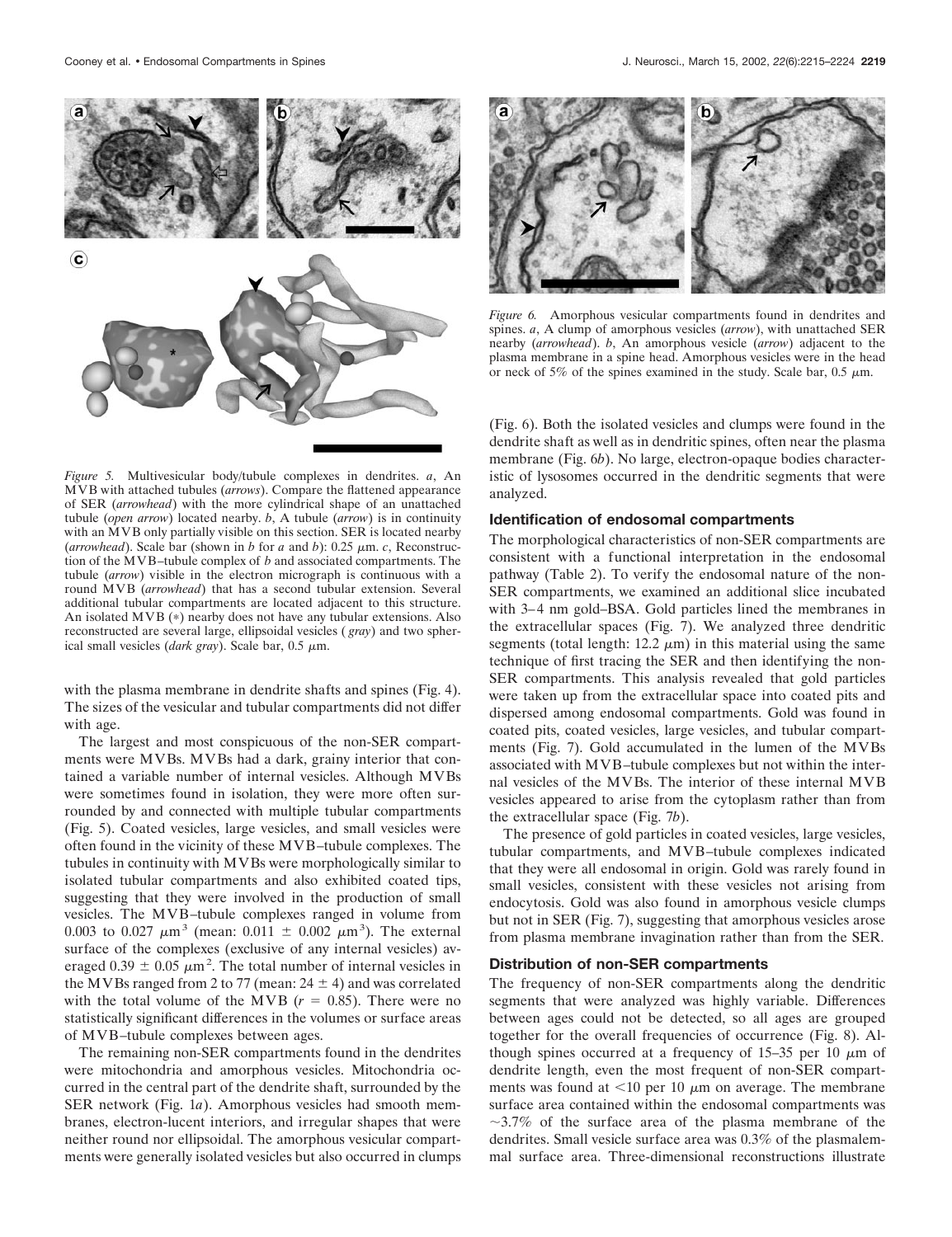*Figure 5.* Multivesicular body/tubule complexes in dendrites. *a*, An MVB with attached tubules (*arrows*). Compare the flattened appearance of SER (*arrowhead*) with the more cylindrical shape of an unattached tubule (*open arrow*) located nearby. *b*, A tubule (*arrow*) is in continuity with an MVB only partially visible on this section. SER is located nearby (*arrowhead*). Scale bar (shown in *b* for *a* and *b*): 0.25 μm. *c*, Reconstruction of the MVB–tubule complex of *b* and associated compartments. The tubule (*arrow*) visible in the electron micrograph is continuous with a round MVB (*arrowhead*) that has a second tubular extension. Several additional tubular compartments are located adjacent to this structure. An isolated MVB (*) nearby does not have any tubular extensions. Also reconstructed are several large, ellipsoidal vesicles (*gray*) and two spherical small vesicles (*dark gray*). Scale bar, 0.5 μm.

with the plasma membrane in dendrite shafts and spines (Fig. 4). The sizes of the vesicular and tubular compartments did not differ with age.

The largest and most conspicuous of the non-SER compartments were MVBs. MVBs had a dark, grainy interior that contained a variable number of internal vesicles. Although MVBs were sometimes found in isolation, they were more often surrounded by and connected with multiple tubular compartments (Fig. 5). Coated vesicles, large vesicles, and small vesicles were often found in the vicinity of these MVB–tubule complexes. The tubules in continuity with MVBs were morphologically similar to isolated tubular compartments and also exhibited coated tips, suggesting that they were involved in the production of small vesicles. The MVB–tubule complexes ranged in volume from 0.003 to 0.027 $\mu m^3$ (mean: 0.011 ± 0.002 $\mu m^3$). The external surface of the complexes (exclusive of any internal vesicles) averaged 0.39 ± 0.05 $\mu m^2$. The total number of internal vesicles in the MVBs ranged from 2 to 77 (mean: 24 ± 4) and was correlated with the total volume of the MVB ($r = 0.85$). There were no statistically significant differences in the volumes or surface areas of MVB–tubule complexes between ages.

The remaining non-SER compartments found in the dendrites were mitochondria and amorphous vesicles. Mitochondria occurred in the central part of the dendrite shaft, surrounded by the SER network (Fig. 1*a*). Amorphous vesicles had smooth membranes, electron-lucent interiors, and irregular shapes that were neither round nor ellipsoidal. The amorphous vesicular compartments were generally isolated vesicles but also occurred in clumps

*Figure 6.* Amorphous vesicular compartments found in dendrites and spines. *a*, A clump of amorphous vesicles (*arrow*), with unattached SER nearby (*arrowhead*). *b*, An amorphous vesicle (*arrow*) adjacent to the plasma membrane in a spine head. Amorphous vesicles were in the head or neck of 5% of the spines examined in the study. Scale bar, 0.5 μm.

(Fig. 6). Both the isolated vesicles and clumps were found in the dendrite shaft as well as in dendritic spines, often near the plasma membrane (Fig. 6*b*). No large, electron-opaque bodies characteristic of lysosomes occurred in the dendritic segments that were analyzed.

### Identification of endosomal compartments

The morphological characteristics of non-SER compartments are consistent with a functional interpretation in the endosomal pathway (Table 2). To verify the endosomal nature of the non-SER compartments, we examined an additional slice incubated with 3–4 nm gold–BSA. Gold particles lined the membranes in the extracellular spaces (Fig. 7). We analyzed three dendritic segments (total length: 12.2 μm) in this material using the same technique of first tracing the SER and then identifying the non-SER compartments. This analysis revealed that gold particles were taken up from the extracellular space into coated pits and dispersed among endosomal compartments. Gold was found in coated pits, coated vesicles, large vesicles, and tubular compartments (Fig. 7). Gold accumulated in the lumen of the MVBs associated with MVB–tubule complexes but not within the internal vesicles of the MVBs. The interior of these internal MVB vesicles appeared to arise from the cytoplasm rather than from the extracellular space (Fig. 7*b*).

The presence of gold particles in coated vesicles, large vesicles, tubular compartments, and MVB–tubule complexes indicated that they were all endosomal in origin. Gold was rarely found in small vesicles, consistent with these vesicles not arising from endocytosis. Gold was also found in amorphous vesicle clumps but not in SER (Fig. 7), suggesting that amorphous vesicles arose from plasma membrane invagination rather than from the SER.

### Distribution of non-SER compartments

The frequency of non-SER compartments along the dendritic segments that were analyzed was highly variable. Differences between ages could not be detected, so all ages are grouped together for the overall frequencies of occurrence (Fig. 8). Although spines occurred at a frequency of 15–35 per 10 μm of dendritic length, even the most frequent of non-SER compartments was found at <10 per 10 μm on average. The membrane surface area contained within the endosomal compartments was ~3.7% of the surface area of the plasma membrane of the dendrites. Small vesicle surface area was 0.3% of the plasmalemmal surface area. Three-dimensional reconstructions illustrate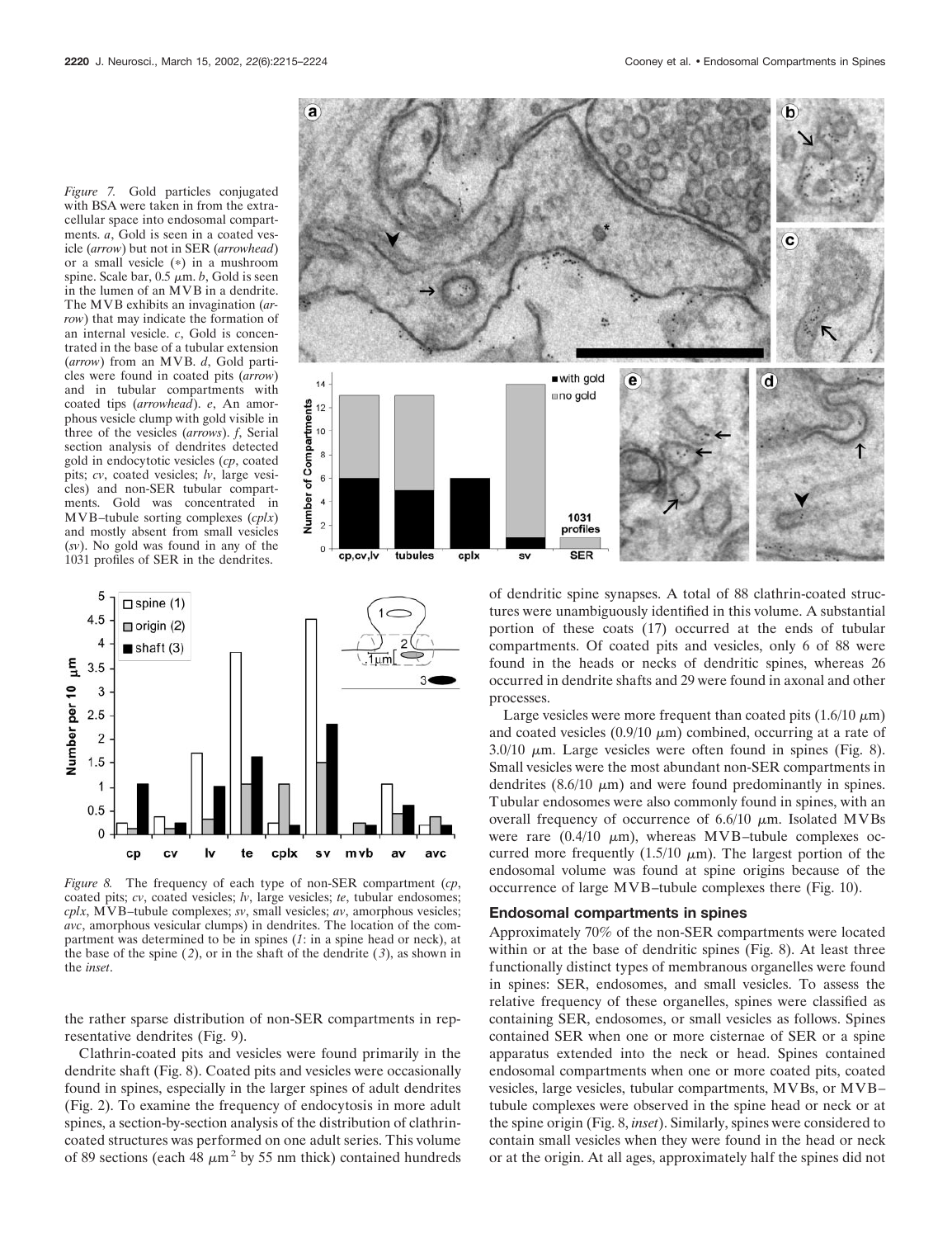*Figure 7.* Gold particles conjugated with BSA were taken in from the extracellular space into endosomal compartments. *a*, Gold is seen in a coated vesicle (*arrow*) but not in SER (*arrowhead*) or a small vesicle (*) in a mushroom spine. Scale bar, 0.5 μm. *b*, Gold is seen in the lumen of an MVB in a dendrite. The MVB exhibits an invagination (*arrow*) that may indicate the formation of an internal vesicle. *c*, Gold is concentrated in the base of a tubular extension (*arrow*) from an MVB. *d*, Gold particles were found in coated pits (*arrow*) and in tubular compartments with coated tips (*arrowhead*). *e*, An amorphous vesicle clump with gold visible in three of the vesicles (*arrows*). *f*, Serial section analysis of dendrites detected gold in endocytotic vesicles (*cp*, coated pits; *cv*, coated vesicles; *lv*, large vesicles) and non-SER tubular compartments. Gold was concentrated in MVB–tubule sorting complexes (*cplx*) and mostly absent from small vesicles (*sv*). No gold was found in any of the 1031 profiles of SER in the dendrites.

*Figure 8.* The frequency of each type of non-SER compartment (*cp*, coated pits; *cv*, coated vesicles; *lv*, large vesicles; *te*, tubular endosomes; *cplx*, MVB–tubule complexes; *sv*, small vesicles; *av*, amorphous vesicles; *avc*, amorphous vesicular clumps) in dendrites. The location of the compartment was determined to be in spines (*1*: in a spine head or neck), at the base of the spine (*2*), or in the shaft of the dendrite (*3*), as shown in the *inset*.

the rather sparse distribution of non-SER compartments in representative dendrites (Fig. 9).

Clathrin-coated pits and vesicles were found primarily in the dendrite shaft (Fig. 8). Coated pits and vesicles were occasionally found in spines, especially in the larger spines of adult dendrites (Fig. 2). To examine the frequency of endocytosis in more adult spines, a section-by-section analysis of the distribution of clathrin-coated structures was performed on one adult series. This volume of 89 sections (each 48 $\mu m^2$ by 55 nm thick) contained hundreds of dendritic spine synapses. A total of 88 clathrin-coated structures were unambiguously identified in this volume. A substantial portion of these coats (17) occurred at the ends of tubular compartments. Of coated pits and vesicles, only 6 of 88 were found in the heads or necks of dendritic spines, whereas 26 occurred in dendrite shafts and 29 were found in axonal and other processes.

Large vesicles were more frequent than coated pits (1.6/10 μm) and coated vesicles (0.9/10 μm) combined, occurring at a rate of 3.0/10 μm. Large vesicles were often found in spines (Fig. 8). Small vesicles were the most abundant non-SER compartments in dendrites (8.6/10 μm) and were found predominantly in spines. Tubular endosomes were also commonly found in spines, with an overall frequency of occurrence of 6.6/10 μm. Isolated MVBs were rare (0.4/10 μm), whereas MVB–tubule complexes occurred more frequently (1.5/10 μm). The largest portion of the endosomal volume was found at spine origins because of the occurrence of large MVB–tubule complexes there (Fig. 10).

## Endosomal compartments in spines

Approximately 70% of the non-SER compartments were located within or at the base of dendritic spines (Fig. 8). At least three functionally distinct types of membranous organelles were found in spines: SER, endosomes, and small vesicles. To assess the relative frequency of these organelles, spines were classified as containing SER, endosomes, or small vesicles as follows. Spines contained SER when one or more cisternae of SER or a spine apparatus extended into the neck or head. Spines contained endosomal compartments when one or more coated pits, coated vesicles, large vesicles, tubular compartments, MVBs, or MVB–tubule complexes were observed in the spine head or neck or at the spine origin (Fig. 8, *inset*). Similarly, spines were considered to contain small vesicles when they were found in the head or neck or at the origin. At all ages, approximately half the spines did not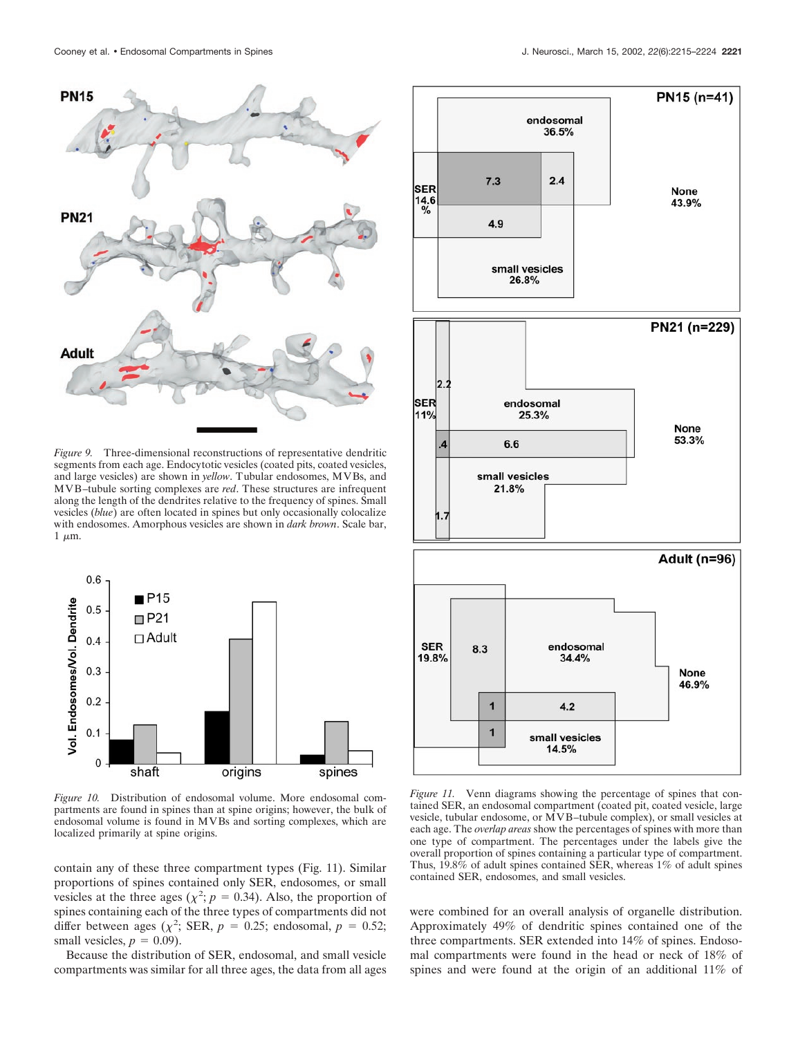*Figure 9.* Three-dimensional reconstructions of representative dendritic segments from each age. Endocytotic vesicles (coated pits, coated vesicles, and large vesicles) are shown in *yellow*. Tubular endosomes, MVBs, and MVB–tubule sorting complexes are *red*. These structures are infrequent along the length of the dendrites relative to the frequency of spines. Small vesicles (*blue*) are often located in spines but only occasionally colocalize with endosomes. Amorphous vesicles are shown in *dark brown*. Scale bar, 1 $\mu$m.

*Figure 10.* Distribution of endosomal volume. More endosomal compartments are found in spines than at spine origins; however, the bulk of endosomal volume is found in MVBs and sorting complexes, which are localized primarily at spine origins.

*Figure 11.* Venn diagrams showing the percentage of spines that contained SER, an endosomal compartment (coated pit, coated vesicle, large vesicle, tubular endosome, or MVB–tubule complex), or small vesicles at each age. The *overlap areas* show the percentages of spines with more than one type of compartment. The percentages under the labels give the overall proportion of spines containing a particular type of compartment. Thus, 19.8% of adult spines contained SER, whereas 1% of adult spines contained SER, endosomes, and small vesicles.

contain any of these three compartment types (Fig. 11). Similar proportions of spines contained only SER, endosomes, or small vesicles at the three ages ($\chi^2$; $p = 0.34$). Also, the proportion of spines containing each of the three types of compartments did not differ between ages ($\chi^2$; SER, $p = 0.25$; endosomal, $p = 0.52$; small vesicles, $p = 0.09$).

Because the distribution of SER, endosomal, and small vesicle compartments was similar for all three ages, the data from all ages were combined for an overall analysis of organelle distribution. Approximately 49% of dendritic spines contained one of the three compartments. SER extended into 14% of spines. Endosomal compartments were found in the head or neck of 18% of spines and were found at the origin of an additional 11% of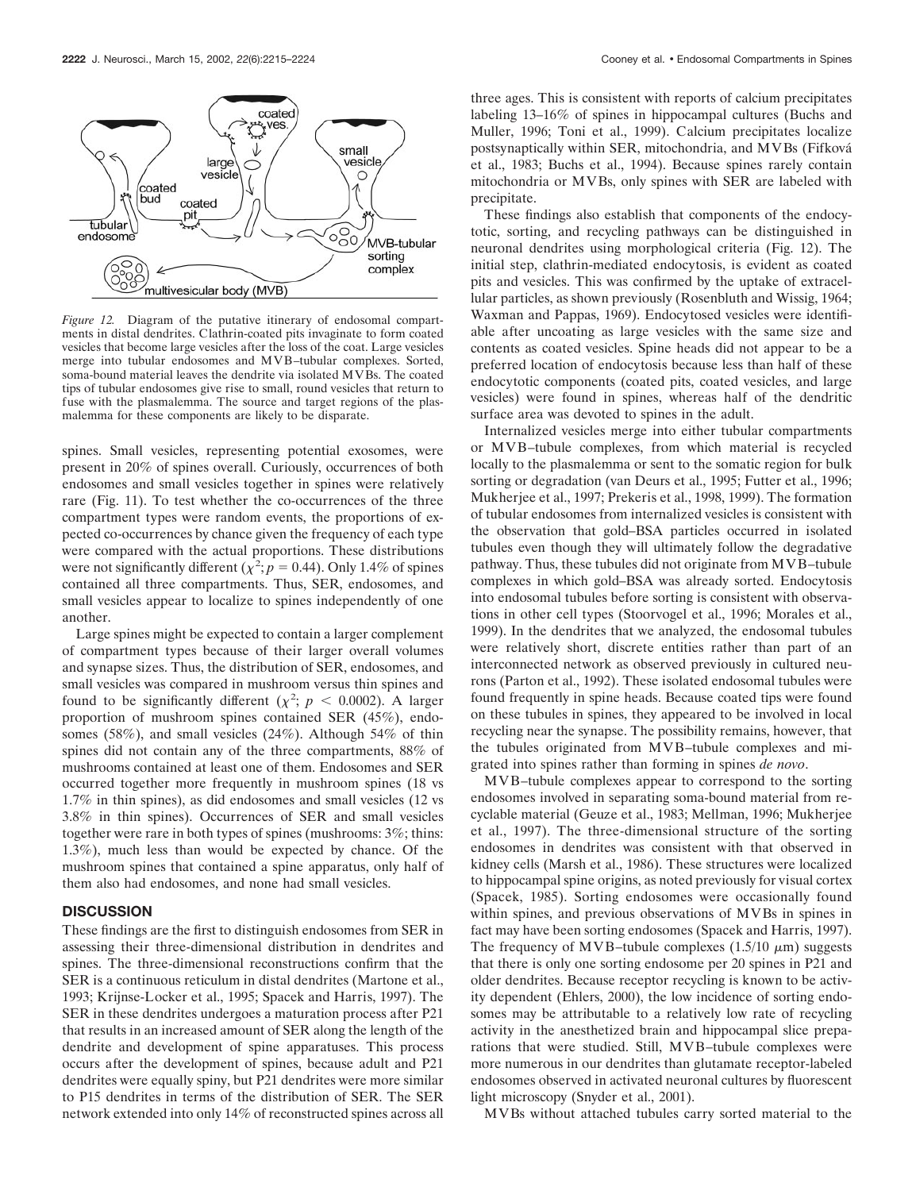*Figure 12.* Diagram of the putative itinerary of endosomal compartments in distal dendrites. Clathrin-coated pits invaginate to form coated vesicles that become large vesicles after the loss of the coat. Large vesicles merge into tubular endosomes and MVB–tubular complexes. Sorted, soma-bound material leaves the dendrite via isolated MVBs. The coated tips of tubular endosomes give rise to small, round vesicles that return to fuse with the plasmalemma. The source and target regions of the plasmalemma for these components are likely to be disparate.

spines. Small vesicles, representing potential exosomes, were present in 20% of spines overall. Curiously, occurrences of both endosomes and small vesicles together in spines were relatively rare (Fig. 11). To test whether the co-occurrences of the three compartment types were random events, the proportions of expected co-occurrences by chance given the frequency of each type were compared with the actual proportions. These distributions were not significantly different ($\chi^2$; $p = 0.44$). Only 1.4% of spines contained all three compartments. Thus, SER, endosomes, and small vesicles appear to localize to spines independently of one another.

Large spines might be expected to contain a larger complement of compartment types because of their larger overall volumes and synapse sizes. Thus, the distribution of SER, endosomes, and small vesicles was compared in mushroom versus thin spines and found to be significantly different ($\chi^2$; $p < 0.0002$). A larger proportion of mushroom spines contained SER (45%), endosomes (58%), and small vesicles (24%). Although 54% of thin spines did not contain any of the three compartments, 88% of mushrooms contained at least one of them. Endosomes and SER occurred together more frequently in mushroom spines (18 vs 1.7% in thin spines), as did endosomes and small vesicles (12 vs 3.8% in thin spines). Occurrences of SER and small vesicles together were rare in both types of spines (mushrooms: 3%; thins: 1.3%), much less than would be expected by chance. Of the mushroom spines that contained a spine apparatus, only half of them also had endosomes, and none had small vesicles.

## DISCUSSION

These findings are the first to distinguish endosomes from SER in assessing their three-dimensional distribution in dendrites and spines. The three-dimensional reconstructions confirm that the SER is a continuous reticulum in distal dendrites (Martone et al., 1993; Krijnse-Locker et al., 1995; Spacek and Harris, 1997). The SER in these dendrites undergoes a maturation process after P21 that results in an increased amount of SER along the length of the dendrite and development of spine apparatuses. This process occurs after the development of spines, because adult and P21 dendrites were equally spiny, but P21 dendrites were more similar to P15 dendrites in terms of the distribution of SER. The SER network extended into only 14% of reconstructed spines across all three ages. This is consistent with reports of calcium precipitates labeling 13–16% of spines in hippocampal cultures (Buchs and Muller, 1996; Toni et al., 1999). Calcium precipitates localize postsynaptically within SER, mitochondria, and MVBs (Fifková et al., 1983; Buchs et al., 1994). Because spines rarely contain mitochondria or MVBs, only spines with SER are labeled with precipitate.

These findings also establish that components of the endocytotic, sorting, and recycling pathways can be distinguished in neuronal dendrites using morphological criteria (Fig. 12). The initial step, clathrin-mediated endocytosis, is evident as coated pits and vesicles. This was confirmed by the uptake of extracellular particles, as shown previously (Rosenbluth and Wissig, 1964; Waxman and Pappas, 1969). Endocytosed vesicles were identifiable after uncoating as large vesicles with the same size and contents as coated vesicles. Spine heads did not appear to be a preferred location of endocytosis because less than half of these endocytotic components (coated pits, coated vesicles, and large vesicles) were found in spines, whereas half of the dendritic surface area was devoted to spines in the adult.

Internalized vesicles merge into either tubular compartments or MVB–tubule complexes, from which material is recycled locally to the plasmalemma or sent to the somatic region for bulk sorting or degradation (van Deurs et al., 1995; Futter et al., 1996; Mukherjee et al., 1997; Prekeris et al., 1998, 1999). The formation of tubular endosomes from internalized vesicles is consistent with the observation that gold–BSA particles occurred in isolated tubules even though they will ultimately follow the degradative pathway. Thus, these tubules did not originate from MVB–tubule complexes in which gold–BSA was already sorted. Endocytosis into endosomal tubules before sorting is consistent with observations in other cell types (Stoorvogel et al., 1996; Morales et al., 1999). In the dendrites that we analyzed, the endosomal tubules were relatively short, discrete entities rather than part of an interconnected network as observed previously in cultured neurons (Parton et al., 1992). These isolated endosomal tubules were found frequently in spine heads. Because coated tips were found on these tubules in spines, they appeared to be involved in local recycling near the synapse. The possibility remains, however, that the tubules originated from MVB–tubule complexes and migrated into spines rather than forming in spines *de novo*.

MVB–tubule complexes appear to correspond to the sorting endosomes involved in separating soma-bound material from recyclable material (Geuze et al., 1983; Mellman, 1996; Mukherjee et al., 1997). The three-dimensional structure of the sorting endosomes in dendrites was consistent with that observed in kidney cells (Marsh et al., 1986). These structures were localized to hippocampal spine origins, as noted previously for visual cortex (Spacek, 1985). Sorting endosomes were occasionally found within spines, and previous observations of MVBs in spines in fact may have been sorting endosomes (Spacek and Harris, 1997). The frequency of MVB–tubule complexes (1.5/10 $\mu$m) suggests that there is only one sorting endosome per 20 spines in P21 and older dendrites. Because receptor recycling is known to be activity dependent (Ehlers, 2000), the low incidence of sorting endosomes may be attributable to a relatively low rate of recycling activity in the anesthetized brain and hippocampal slice preparations that were studied. Still, MVB–tubule complexes were more numerous in our dendrites than glutamate receptor-labeled endosomes observed in activated neuronal cultures by fluorescent light microscopy (Snyder et al., 2001).

MVBs without attached tubules carry sorted material to the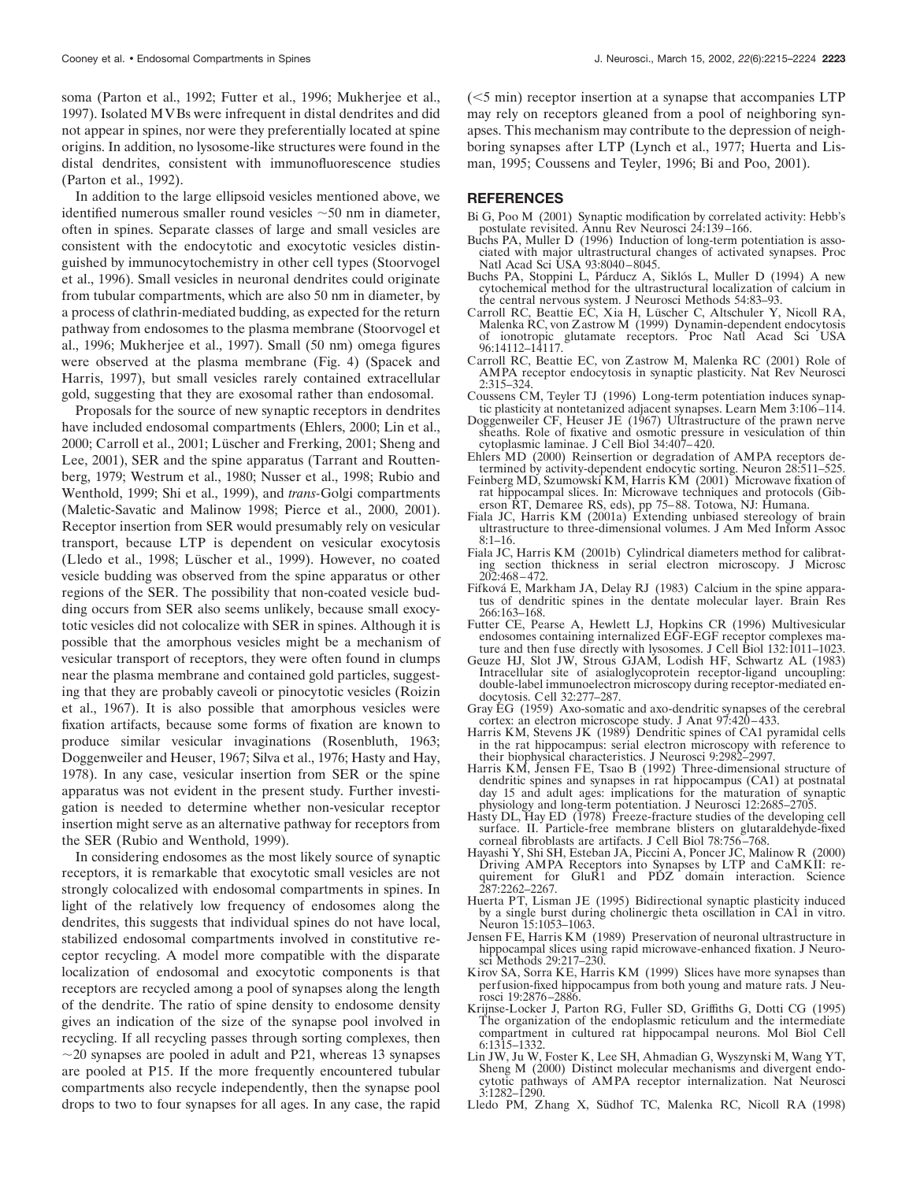soma (Parton et al., 1992; Futter et al., 1996; Mukherjee et al., 1997). Isolated MVBs were infrequent in distal dendrites and did not appear in spines, nor were they preferentially located at spine origins. In addition, no lysosome-like structures were found in the distal dendrites, consistent with immunofluorescence studies (Parton et al., 1992).

In addition to the large ellipsoid vesicles mentioned above, we identified numerous smaller round vesicles ~50 nm in diameter, often in spines. Separate classes of large and small vesicles are consistent with the endocytotic and exocytotic vesicles distinguished by immunocytochemistry in other cell types (Stoorvogel et al., 1996). Small vesicles in neuronal dendrites could originate from tubular compartments, which are also 50 nm in diameter, by a process of clathrin-mediated budding, as expected for the return pathway from endosomes to the plasma membrane (Stoorvogel et al., 1996; Mukherjee et al., 1997). Small (50 nm) omega figures were observed at the plasma membrane (Fig. 4) (Spacek and Harris, 1997), but small vesicles rarely contained extracellular gold, suggesting that they are exosomal rather than endosomal.

Proposals for the source of new synaptic receptors in dendrites have included endosomal compartments (Ehlers, 2000; Lin et al., 2000; Carroll et al., 2001; Lüscher and Frerking, 2001; Sheng and Lee, 2001), SER and the spine apparatus (Tarrant and Routtenberg, 1979; Westrum et al., 1980; Nusser et al., 1998; Rubio and Wenthold, 1999; Shi et al., 1999), and *trans*-Golgi compartments (Maletic-Savatic and Malinow 1998; Pierce et al., 2000, 2001). Receptor insertion from SER would presumably rely on vesicular transport, because LTP is dependent on vesicular exocytosis (Lledo et al., 1998; Lüscher et al., 1999). However, no coated vesicle budding was observed from the spine apparatus or other regions of the SER. The possibility that non-coated vesicle budding occurs from SER also seems unlikely, because small exocytotic vesicles did not colocalize with SER in spines. Although it is possible that the amorphous vesicles might be a mechanism of vesicular transport of receptors, they were often found in clumps near the plasma membrane and contained gold particles, suggesting that they are probably caveoli or pinocytotic vesicles (Roizin et al., 1967). It is also possible that amorphous vesicles were fixation artifacts, because some forms of fixation are known to produce similar vesicular invaginations (Rosenbluth, 1963; Doggenweiler and Heuser, 1967; Silva et al., 1976; Hasty and Hay, 1978). In any case, vesicular insertion from SER or the spine apparatus was not evident in the present study. Further investigation is needed to determine whether non-vesicular receptor insertion might serve as an alternative pathway for receptors from the SER (Rubio and Wenthold, 1999).

In considering endosomes as the most likely source of synaptic receptors, it is remarkable that exocytotic small vesicles are not strongly colocalized with endosomal compartments in spines. In light of the relatively low frequency of endosomes along the dendrites, this suggests that individual spines do not have local, stabilized endosomal compartments involved in constitutive receptor recycling. A model more compatible with the disparate localization of endosomal and exocytotic components is that receptors are recycled among a pool of synapses along the length of the dendrite. The ratio of spine density to endosome density gives an indication of the size of the synapse pool involved in recycling. If all recycling passes through sorting complexes, then ~20 synapses are pooled in adult and P21, whereas 13 synapses are pooled at P15. If the more frequently encountered tubular compartments also recycle independently, then the synapse pool drops to two to four synapses for all ages. In any case, the rapid (<5 min) receptor insertion at a synapse that accompanies LTP may rely on receptors gleaned from a pool of neighboring synapses. This mechanism may contribute to the depression of neighboring synapses after LTP (Lynch et al., 1977; Huerta and Lisman, 1995; Coussens and Teyler, 1996; Bi and Poo, 2001).

## REFERENCES

Bi G, Poo M (2001) Synaptic modification by correlated activity: Hebb's postulate revisited. Annu Rev Neurosci 24:139–166.

Buchs PA, Muller D (1996) Induction of long-term potentiation is associated with major ultrastructural changes of activated synapses. Proc Natl Acad Sci USA 93:8040–8045.

Buchs PA, Stoppini L, Párducz A, Siklós L, Muller D (1994) A new cytochemical method for the ultrastructural localization of calcium in the central nervous system. J Neurosci Methods 54:83–93.

Carroll RC, Beattie EC, Xia H, Lüscher C, Altschuler Y, Nicoll RA, Malenka RC, von Zastrow M (1999) Dynamin-dependent endocytosis of ionotropic glutamate receptors. Proc Natl Acad Sci USA 96:14112–14117.

Carroll RC, Beattie EC, von Zastrow M, Malenka RC (2001) Role of AMPA receptor endocytosis in synaptic plasticity. Nat Rev Neurosci 2:315–324.

Coussens CM, Teyler TJ (1996) Long-term potentiation induces synaptic plasticity at nontetanized adjacent synapses. Learn Mem 3:106–114.

Doggenweiler CF, Heuser JE (1967) Ultrastructure of the prawn nerve sheaths. Role of fixative and osmotic pressure in vesiculation of thin cytoplasmic laminae. J Cell Biol 34:407–420.

Ehlers MD (2000) Reinsertion or degradation of AMPA receptors determined by activity-dependent endocytic sorting. Neuron 28:511–525.

Feinberg MD, Szumowski KM, Harris KM (2001) Microwave fixation of rat hippocampal slices. In: Microwave techniques and protocols (Giberson RT, Demaree RS, eds), pp 75–88. Totowa, NJ: Humana.

Fiala JC, Harris KM (2001a) Extending unbiased stereology of brain ultrastructure to three-dimensional volumes. J Am Med Inform Assoc 8:1–16.

Fiala JC, Harris KM (2001b) Cylindrical diameters method for calibrating section thickness in serial electron microscopy. J Microsc 202:468–472.

Fifková E, Markham JA, Delay RJ (1983) Calcium in the spine apparatus of dendritic spines in the dentate molecular layer. Brain Res 266:163–168.

Futter CE, Pearse A, Hewlett LJ, Hopkins CR (1996) Multivesicular endosomes containing internalized EGF-EGF receptor complexes mature and then fuse directly with lysosomes. J Cell Biol 132:1011–1023.

Geuze HJ, Slot JW, Strous GJAM, Lodish HF, Schwartz AL (1983) Intracellular site of asialoglycoprotein receptor-ligand uncoupling: double-label immunoelectron microscopy during receptor-mediated endocytosis. Cell 32:277–287.

Gray EG (1959) Axo-somatic and axo-dendritic synapses of the cerebral cortex: an electron microscope study. J Anat 97:420–433.

Harris KM, Stevens JK (1989) Dendritic spines of CA1 pyramidal cells in the rat hippocampus: serial electron microscopy with reference to their biophysical characteristics. J Neurosci 9:2982–2997.

Harris KM, Jensen FE, Tsao B (1992) Three-dimensional structure of dendritic spines and synapses in rat hippocampus (CA1) at postnatal day 15 and adult ages: implications for the maturation of synaptic physiology and long-term potentiation. J Neurosci 12:2685–2705.

Hasty DL, Hay ED (1978) Freeze-fracture studies of the developing cell surface. II. Particle-free membrane blisters on glutaraldehyde-fixed corneal fibroblasts are artifacts. J Cell Biol 78:756–768.

Hayashi Y, Shi SH, Esteban JA, Piccini A, Poncer JC, Malinow R (2000) Driving AMPA Receptors into Synapses by LTP and CaMKII: requirement for GluR1 and PDZ domain interaction. Science 287:2262–2267.

Huerta PT, Lisman JE (1995) Bidirectional synaptic plasticity induced by a single burst during cholinergic theta oscillation in CA1 in vitro. Neuron 15:1053–1063.

Jensen FE, Harris KM (1989) Preservation of neuronal ultrastructure in hippocampal slices using rapid microwave-enhanced fixation. J Neurosci Methods 29:217–230.

Kirov SA, Sorra KE, Harris KM (1999) Slices have more synapses than perfusion-fixed hippocampus from both young and mature rats. J Neurosci 19:2876–2886.

Krijnse-Locker J, Parton RG, Fuller SD, Griffiths G, Dotti CG (1995) The organization of the endoplasmic reticulum and the intermediate compartment in cultured rat hippocampal neurons. Mol Biol Cell 6:1315–1332.

Lin JW, Ju W, Foster K, Lee SH, Ahmadian G, Wyszynski M, Wang YT, Sheng M (2000) Distinct molecular mechanisms and divergent endocytotic pathways of AMPA receptor internalization. Nat Neurosci 3:1282–1290.

Lledo PM, Zhang X, Südhof TC, Malenka RC, Nicoll RA (1998)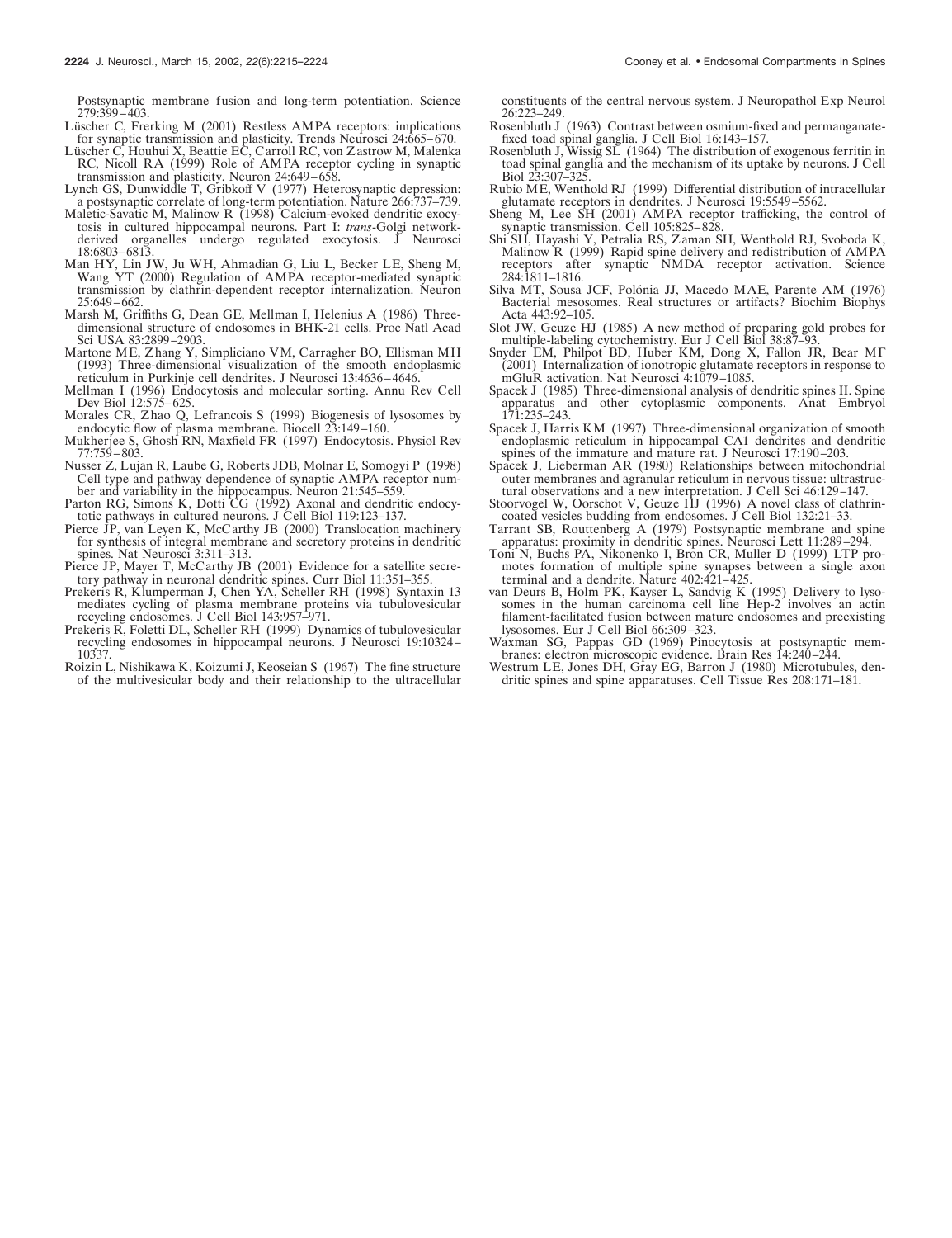Postsynaptic membrane fusion and long-term potentiation. Science 279:399–403.

Lüscher C, Frerking M (2001) Restless AMPA receptors: implications for synaptic transmission and plasticity. Trends Neurosci 24:665–670.

Lüscher C, Houhui X, Beattie EC, Carroll RC, von Zastrow M, Malenka RC, Nicoll RA (1999) Role of AMPA receptor cycling in synaptic transmission and plasticity. Neuron 24:649–658.

Lynch GS, Dunwiddle T, Gribkoff V (1977) Heterosynaptic depression: a postsynaptic correlate of long-term potentiation. Nature 266:737–739.

Maletic-Savatic M, Malinow R (1998) Calcium-evoked dendritic exocytosis in cultured hippocampal neurons. Part I: *trans*-Golgi network-derived organelles undergo regulated exocytosis. J Neurosci 18:6803–6813.

Man HY, Lin JW, Ju WH, Ahmadian G, Liu L, Becker LE, Sheng M, Wang YT (2000) Regulation of AMPA receptor-mediated synaptic transmission by clathrin-dependent receptor internalization. Neuron 25:649–662.

Marsh M, Griffiths G, Dean GE, Mellman I, Helenius A (1986) Three-dimensional structure of endosomes in BHK-21 cells. Proc Natl Acad Sci USA 83:2899–2903.

Martone ME, Zhang Y, Simpliciano VM, Carragher BO, Ellisman MH (1993) Three-dimensional visualization of the smooth endoplasmic reticulum in Purkinje cell dendrites. J Neurosci 13:4636–4646.

Mellman I (1996) Endocytosis and molecular sorting. Annu Rev Cell Dev Biol 12:575–625.

Morales CR, Zhao Q, Lefrancois S (1999) Biogenesis of lysosomes by endocytic flow of plasma membrane. Biocell 23:149–160.

Mukherjee S, Ghosh RN, Maxfield FR (1997) Endocytosis. Physiol Rev 77:759–803.

Nusser Z, Lujan R, Laube G, Roberts JDB, Molnar E, Somogyi P (1998) Cell type and pathway dependence of synaptic AMPA receptor number and variability in the hippocampus. Neuron 21:545–559.

Parton RG, Simons K, Dotti CG (1992) Axonal and dendritic endocytotic pathways in cultured neurons. J Cell Biol 119:123–137.

Pierce JP, van Leyen K, McCarthy JB (2000) Translocation machinery for synthesis of integral membrane and secretory proteins in dendritic spines. Nat Neurosci 3:311–313.

Pierce JP, Mayer T, McCarthy JB (2001) Evidence for a satellite secretory pathway in neuronal dendritic spines. Curr Biol 11:351–355.

Prekeris R, Klumperman J, Chen YA, Scheller RH (1998) Syntaxin 13 mediates cycling of plasma membrane proteins via tubulovesicular recycling endosomes. J Cell Biol 143:957–971.

Prekeris R, Foletti DL, Scheller RH (1999) Dynamics of tubulovesicular recycling endosomes in hippocampal neurons. J Neurosci 19:10324–10337.

Roizin L, Nishikawa K, Koizumi J, Keoseian S (1967) The fine structure of the multivesicular body and their relationship to the ultracellular constituents of the central nervous system. J Neuropathol Exp Neurol 26:223–249.

Rosenbluth J (1963) Contrast between osmium-fixed and permanganate-fixed toad spinal ganglia. J Cell Biol 16:143–157.

Rosenbluth J, Wissig SL (1964) The distribution of exogenous ferritin in toad spinal ganglia and the mechanism of its uptake by neurons. J Cell Biol 23:307–325.

Rubio ME, Wenthold RJ (1999) Differential distribution of intracellular glutamate receptors in dendrites. J Neurosci 19:5549–5562.

Sheng M, Lee SH (2001) AMPA receptor trafficking, the control of synaptic transmission. Cell 105:825–828.

Shi SH, Hayashi Y, Petralia RS, Zaman SH, Wenthold RJ, Svoboda K, Malinow R (1999) Rapid spine delivery and redistribution of AMPA receptors after synaptic NMDA receptor activation. Science 284:1811–1816.

Silva MT, Sousa JCF, Polónia JJ, Macedo MAE, Parente AM (1976) Bacterial mesosomes. Real structures or artifacts? Biochim Biophys Acta 443:92–105.

Slot JW, Geuze HJ (1985) A new method of preparing gold probes for multiple-labeling cytochemistry. Eur J Cell Biol 38:87–93.

Snyder EM, Philpot BD, Huber KM, Dong X, Fallon JR, Bear MF (2001) Internalization of ionotropic glutamate receptors in response to mGluR activation. Nat Neurosci 4:1079–1085.

Spacek J (1985) Three-dimensional analysis of dendritic spines II. Spine apparatus and other cytoplasmic components. Anat Embryol 171:235–243.

Spacek J, Harris KM (1997) Three-dimensional organization of smooth endoplasmic reticulum in hippocampal CA1 dendrites and dendritic spines of the immature and mature rat. J Neurosci 17:190–203.

Spacek J, Lieberman AR (1980) Relationships between mitochondrial outer membranes and agranular reticulum in nervous tissue: ultrastructural observations and a new interpretation. J Cell Sci 46:129–147.

Stoorvogel W, Oorschot V, Geuze HJ (1996) A novel class of clathrin-coated vesicles budding from endosomes. J Cell Biol 132:21–33.

Tarrant SB, Routtenberg A (1979) Postsynaptic membrane and spine apparatus: proximity in dendritic spines. Neurosci Lett 11:289–294.

Toni N, Buchs PA, Nikonenko I, Bron CR, Muller D (1999) LTP promotes formation of multiple spine synapses between a single axon terminal and a dendrite. Nature 402:421–425.

van Deurs B, Holm PK, Kayser L, Sandvig K (1995) Delivery to lysosomes in the human carcinoma cell line Hep-2 involves an actin filament-facilitated fusion between mature endosomes and preexisting lysosomes. Eur J Cell Biol 66:309–323.

Waxman SG, Pappas GD (1969) Pinocytosis at postsynaptic membranes: electron microscopic evidence. Brain Res 14:240–244.

Westrum LE, Jones DH, Gray EG, Barron J (1980) Microtubules, dendritic spines and spine apparatuses. Cell Tissue Res 208:171–181.